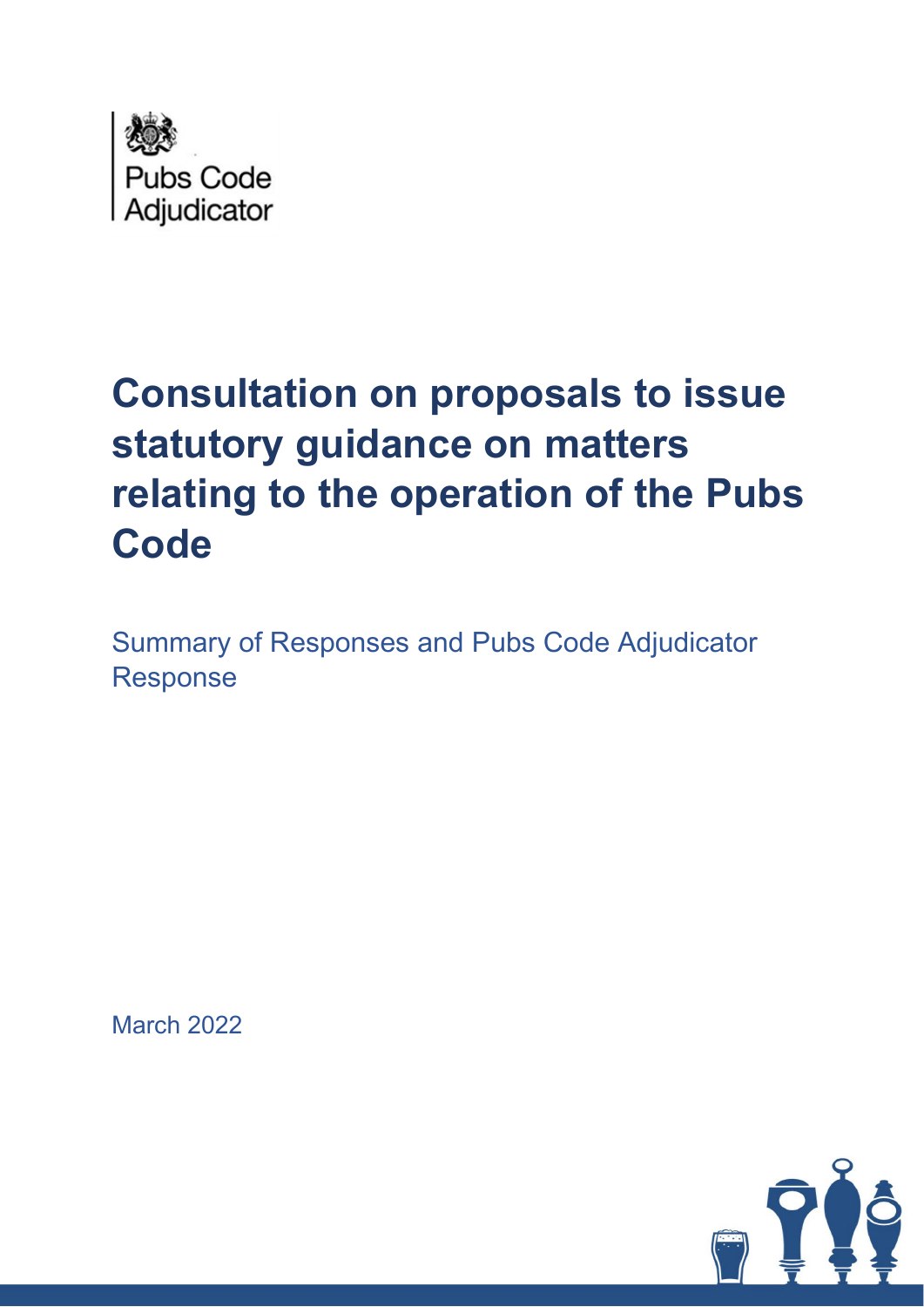Pubs Code Adjudicator

# Consultation on proposals to issue statutory guidance on matters relating to the operation of the Pubs Code

Summary of Responses and Pubs Code Adjudicator Response

March 2022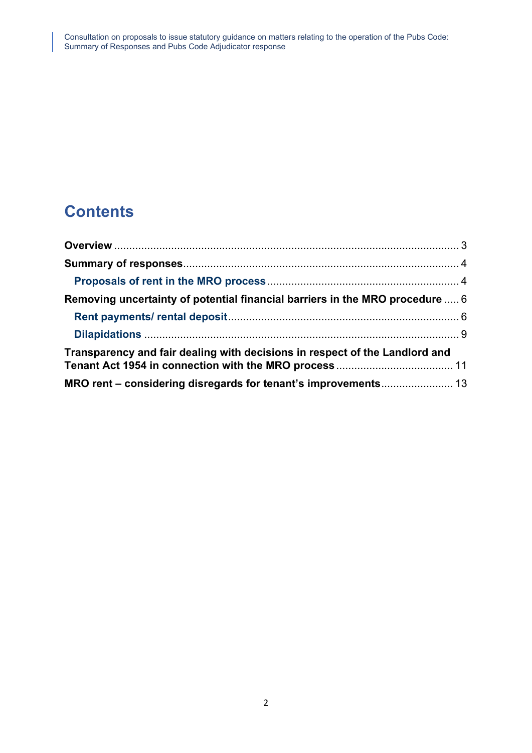# Contents

**Overview** .......................................................................................................... 3

**Summary of responses** .................................................................................... 4

  **Proposals of rent in the MRO process** ........................................................ 4

**Removing uncertainty of potential financial barriers in the MRO procedure** ..... 6

  **Rent payments/ rental deposit** ................................................................... 6

  **Dilapidations** ............................................................................................... 9

**Transparency and fair dealing with decisions in respect of the Landlord and Tenant Act 1954 in connection with the MRO process** .......................................... 11

**MRO rent – considering disregards for tenant's improvements** ........................ 13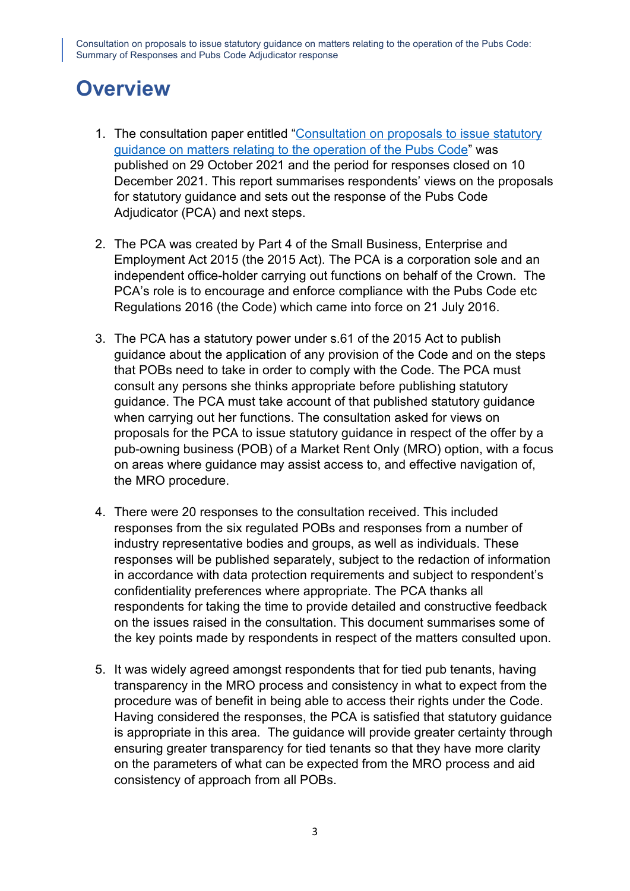# Overview

1. The consultation paper entitled "[Consultation on proposals to issue statutory guidance on matters relating to the operation of the Pubs Code]()" was published on 29 October 2021 and the period for responses closed on 10 December 2021. This report summarises respondents' views on the proposals for statutory guidance and sets out the response of the Pubs Code Adjudicator (PCA) and next steps.

2. The PCA was created by Part 4 of the Small Business, Enterprise and Employment Act 2015 (the 2015 Act). The PCA is a corporation sole and an independent office-holder carrying out functions on behalf of the Crown. The PCA's role is to encourage and enforce compliance with the Pubs Code etc Regulations 2016 (the Code) which came into force on 21 July 2016.

3. The PCA has a statutory power under s.61 of the 2015 Act to publish guidance about the application of any provision of the Code and on the steps that POBs need to take in order to comply with the Code. The PCA must consult any persons she thinks appropriate before publishing statutory guidance. The PCA must take account of that published statutory guidance when carrying out her functions. The consultation asked for views on proposals for the PCA to issue statutory guidance in respect of the offer by a pub-owning business (POB) of a Market Rent Only (MRO) option, with a focus on areas where guidance may assist access to, and effective navigation of, the MRO procedure.

4. There were 20 responses to the consultation received. This included responses from the six regulated POBs and responses from a number of industry representative bodies and groups, as well as individuals. These responses will be published separately, subject to the redaction of information in accordance with data protection requirements and subject to respondent's confidentiality preferences where appropriate. The PCA thanks all respondents for taking the time to provide detailed and constructive feedback on the issues raised in the consultation. This document summarises some of the key points made by respondents in respect of the matters consulted upon.

5. It was widely agreed amongst respondents that for tied pub tenants, having transparency in the MRO process and consistency in what to expect from the procedure was of benefit in being able to access their rights under the Code. Having considered the responses, the PCA is satisfied that statutory guidance is appropriate in this area. The guidance will provide greater certainty through ensuring greater transparency for tied tenants so that they have more clarity on the parameters of what can be expected from the MRO process and aid consistency of approach from all POBs.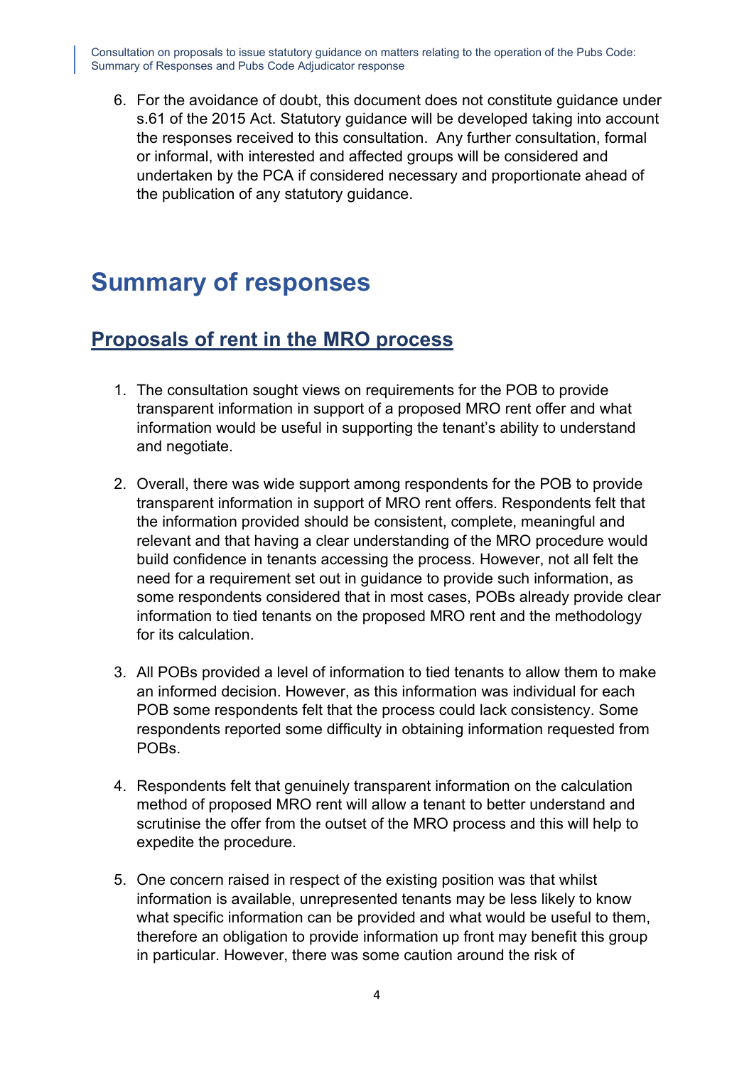6. For the avoidance of doubt, this document does not constitute guidance under s.61 of the 2015 Act. Statutory guidance will be developed taking into account the responses received to this consultation. Any further consultation, formal or informal, with interested and affected groups will be considered and undertaken by the PCA if considered necessary and proportionate ahead of the publication of any statutory guidance.

# Summary of responses

## Proposals of rent in the MRO process

1. The consultation sought views on requirements for the POB to provide transparent information in support of a proposed MRO rent offer and what information would be useful in supporting the tenant's ability to understand and negotiate.

2. Overall, there was wide support among respondents for the POB to provide transparent information in support of MRO rent offers. Respondents felt that the information provided should be consistent, complete, meaningful and relevant and that having a clear understanding of the MRO procedure would build confidence in tenants accessing the process. However, not all felt the need for a requirement set out in guidance to provide such information, as some respondents considered that in most cases, POBs already provide clear information to tied tenants on the proposed MRO rent and the methodology for its calculation.

3. All POBs provided a level of information to tied tenants to allow them to make an informed decision. However, as this information was individual for each POB some respondents felt that the process could lack consistency. Some respondents reported some difficulty in obtaining information requested from POBs.

4. Respondents felt that genuinely transparent information on the calculation method of proposed MRO rent will allow a tenant to better understand and scrutinise the offer from the outset of the MRO process and this will help to expedite the procedure.

5. One concern raised in respect of the existing position was that whilst information is available, unrepresented tenants may be less likely to know what specific information can be provided and what would be useful to them, therefore an obligation to provide information up front may benefit this group in particular. However, there was some caution around the risk of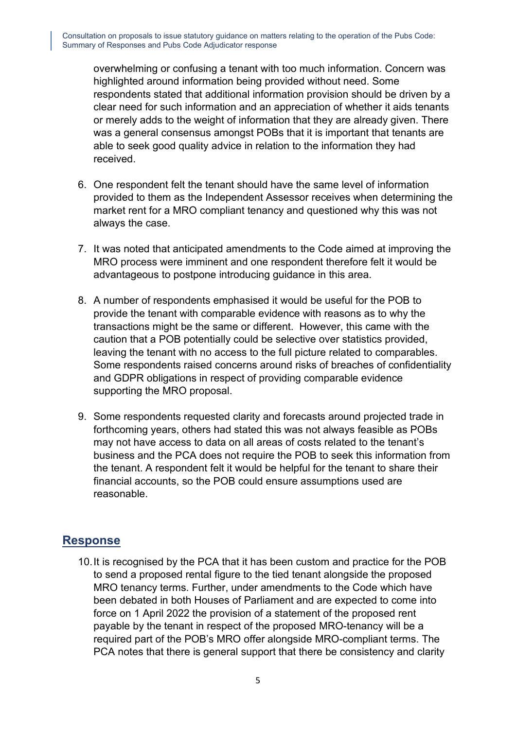overwhelming or confusing a tenant with too much information. Concern was highlighted around information being provided without need. Some respondents stated that additional information provision should be driven by a clear need for such information and an appreciation of whether it aids tenants or merely adds to the weight of information that they are already given. There was a general consensus amongst POBs that it is important that tenants are able to seek good quality advice in relation to the information they had received.

6. One respondent felt the tenant should have the same level of information provided to them as the Independent Assessor receives when determining the market rent for a MRO compliant tenancy and questioned why this was not always the case.

7. It was noted that anticipated amendments to the Code aimed at improving the MRO process were imminent and one respondent therefore felt it would be advantageous to postpone introducing guidance in this area.

8. A number of respondents emphasised it would be useful for the POB to provide the tenant with comparable evidence with reasons as to why the transactions might be the same or different. However, this came with the caution that a POB potentially could be selective over statistics provided, leaving the tenant with no access to the full picture related to comparables. Some respondents raised concerns around risks of breaches of confidentiality and GDPR obligations in respect of providing comparable evidence supporting the MRO proposal.

9. Some respondents requested clarity and forecasts around projected trade in forthcoming years, others had stated this was not always feasible as POBs may not have access to data on all areas of costs related to the tenant's business and the PCA does not require the POB to seek this information from the tenant. A respondent felt it would be helpful for the tenant to share their financial accounts, so the POB could ensure assumptions used are reasonable.

## Response

10. It is recognised by the PCA that it has been custom and practice for the POB to send a proposed rental figure to the tied tenant alongside the proposed MRO tenancy terms. Further, under amendments to the Code which have been debated in both Houses of Parliament and are expected to come into force on 1 April 2022 the provision of a statement of the proposed rent payable by the tenant in respect of the proposed MRO-tenancy will be a required part of the POB's MRO offer alongside MRO-compliant terms. The PCA notes that there is general support that there be consistency and clarity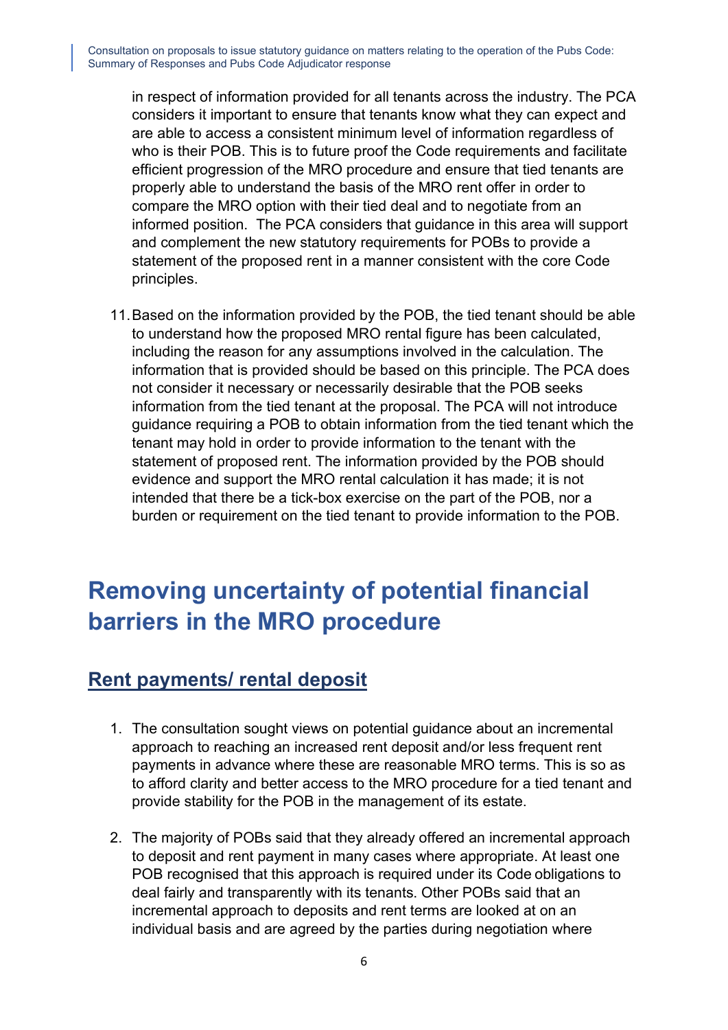in respect of information provided for all tenants across the industry. The PCA considers it important to ensure that tenants know what they can expect and are able to access a consistent minimum level of information regardless of who is their POB. This is to future proof the Code requirements and facilitate efficient progression of the MRO procedure and ensure that tied tenants are properly able to understand the basis of the MRO rent offer in order to compare the MRO option with their tied deal and to negotiate from an informed position. The PCA considers that guidance in this area will support and complement the new statutory requirements for POBs to provide a statement of the proposed rent in a manner consistent with the core Code principles.

11. Based on the information provided by the POB, the tied tenant should be able to understand how the proposed MRO rental figure has been calculated, including the reason for any assumptions involved in the calculation. The information that is provided should be based on this principle. The PCA does not consider it necessary or necessarily desirable that the POB seeks information from the tied tenant at the proposal. The PCA will not introduce guidance requiring a POB to obtain information from the tied tenant which the tenant may hold in order to provide information to the tenant with the statement of proposed rent. The information provided by the POB should evidence and support the MRO rental calculation it has made; it is not intended that there be a tick-box exercise on the part of the POB, nor a burden or requirement on the tied tenant to provide information to the POB.

# Removing uncertainty of potential financial barriers in the MRO procedure

## Rent payments/ rental deposit

1. The consultation sought views on potential guidance about an incremental approach to reaching an increased rent deposit and/or less frequent rent payments in advance where these are reasonable MRO terms. This is so as to afford clarity and better access to the MRO procedure for a tied tenant and provide stability for the POB in the management of its estate.

2. The majority of POBs said that they already offered an incremental approach to deposit and rent payment in many cases where appropriate. At least one POB recognised that this approach is required under its Code obligations to deal fairly and transparently with its tenants. Other POBs said that an incremental approach to deposits and rent terms are looked at on an individual basis and are agreed by the parties during negotiation where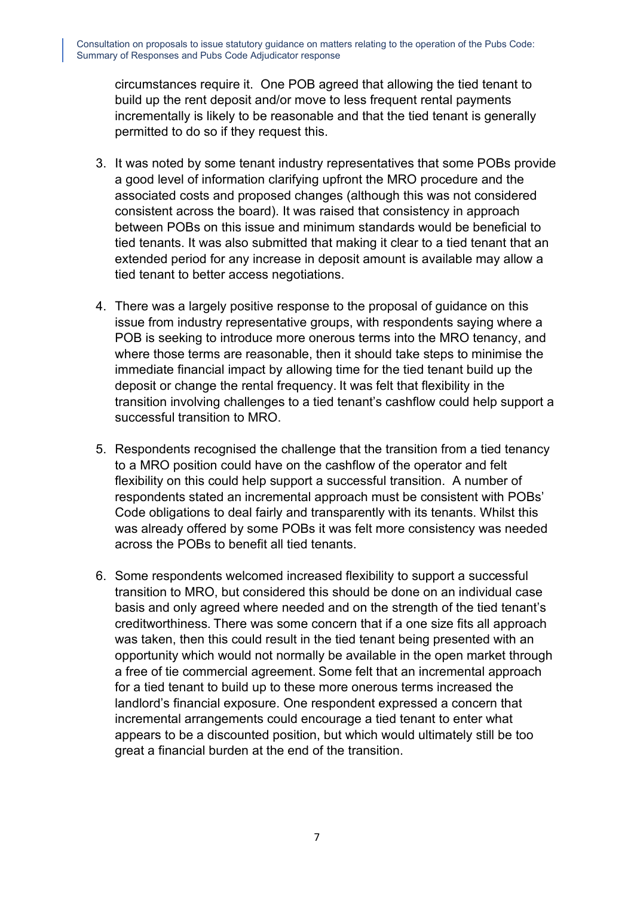circumstances require it. One POB agreed that allowing the tied tenant to build up the rent deposit and/or move to less frequent rental payments incrementally is likely to be reasonable and that the tied tenant is generally permitted to do so if they request this.

3. It was noted by some tenant industry representatives that some POBs provide a good level of information clarifying upfront the MRO procedure and the associated costs and proposed changes (although this was not considered consistent across the board). It was raised that consistency in approach between POBs on this issue and minimum standards would be beneficial to tied tenants. It was also submitted that making it clear to a tied tenant that an extended period for any increase in deposit amount is available may allow a tied tenant to better access negotiations.

4. There was a largely positive response to the proposal of guidance on this issue from industry representative groups, with respondents saying where a POB is seeking to introduce more onerous terms into the MRO tenancy, and where those terms are reasonable, then it should take steps to minimise the immediate financial impact by allowing time for the tied tenant build up the deposit or change the rental frequency. It was felt that flexibility in the transition involving challenges to a tied tenant's cashflow could help support a successful transition to MRO.

5. Respondents recognised the challenge that the transition from a tied tenancy to a MRO position could have on the cashflow of the operator and felt flexibility on this could help support a successful transition. A number of respondents stated an incremental approach must be consistent with POBs' Code obligations to deal fairly and transparently with its tenants. Whilst this was already offered by some POBs it was felt more consistency was needed across the POBs to benefit all tied tenants.

6. Some respondents welcomed increased flexibility to support a successful transition to MRO, but considered this should be done on an individual case basis and only agreed where needed and on the strength of the tied tenant's creditworthiness. There was some concern that if a one size fits all approach was taken, then this could result in the tied tenant being presented with an opportunity which would not normally be available in the open market through a free of tie commercial agreement. Some felt that an incremental approach for a tied tenant to build up to these more onerous terms increased the landlord's financial exposure. One respondent expressed a concern that incremental arrangements could encourage a tied tenant to enter what appears to be a discounted position, but which would ultimately still be too great a financial burden at the end of the transition.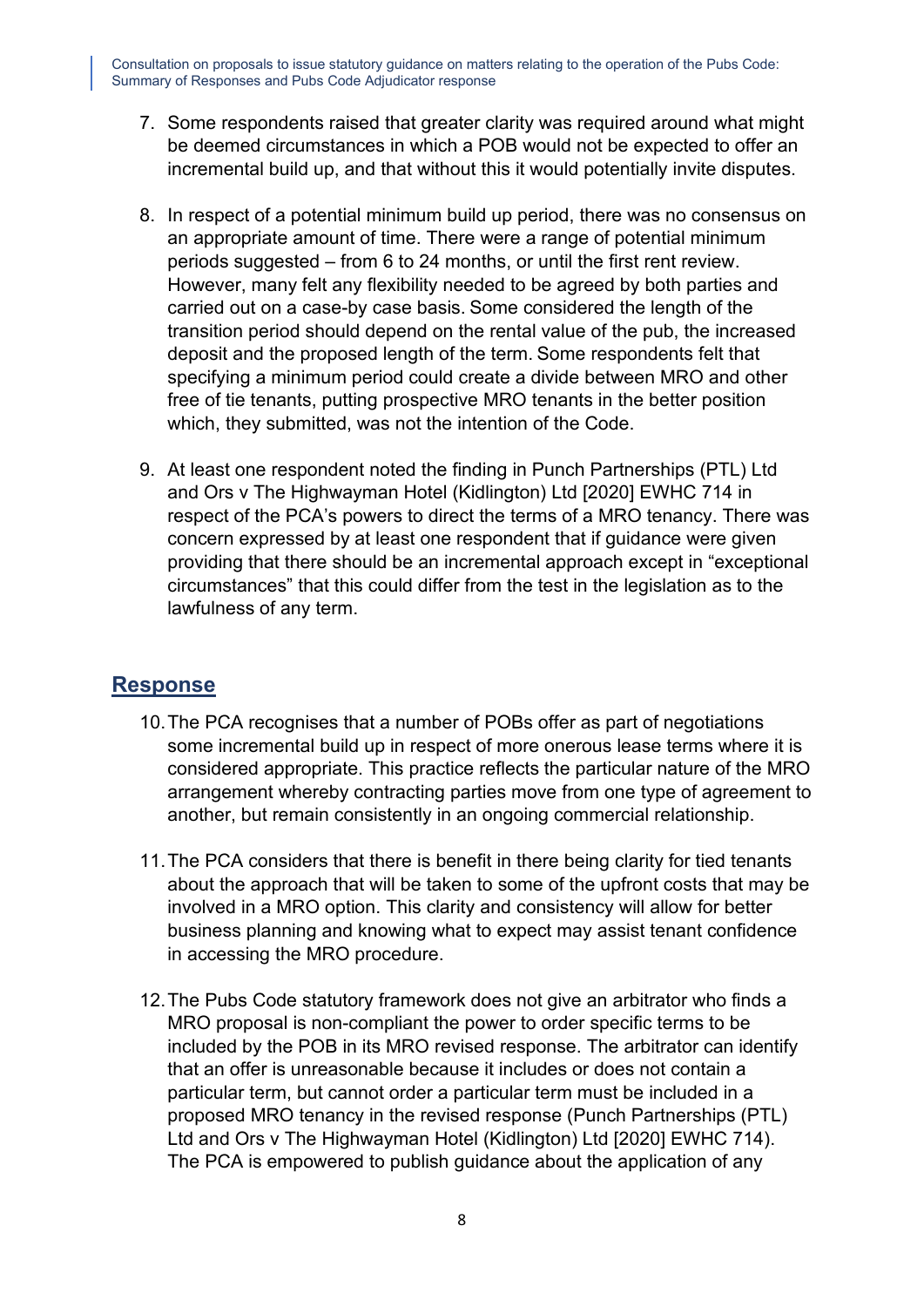7. Some respondents raised that greater clarity was required around what might be deemed circumstances in which a POB would not be expected to offer an incremental build up, and that without this it would potentially invite disputes.

8. In respect of a potential minimum build up period, there was no consensus on an appropriate amount of time. There were a range of potential minimum periods suggested – from 6 to 24 months, or until the first rent review. However, many felt any flexibility needed to be agreed by both parties and carried out on a case-by case basis. Some considered the length of the transition period should depend on the rental value of the pub, the increased deposit and the proposed length of the term. Some respondents felt that specifying a minimum period could create a divide between MRO and other free of tie tenants, putting prospective MRO tenants in the better position which, they submitted, was not the intention of the Code.

9. At least one respondent noted the finding in Punch Partnerships (PTL) Ltd and Ors v The Highwayman Hotel (Kidlington) Ltd [2020] EWHC 714 in respect of the PCA's powers to direct the terms of a MRO tenancy. There was concern expressed by at least one respondent that if guidance were given providing that there should be an incremental approach except in "exceptional circumstances" that this could differ from the test in the legislation as to the lawfulness of any term.

## Response

10. The PCA recognises that a number of POBs offer as part of negotiations some incremental build up in respect of more onerous lease terms where it is considered appropriate. This practice reflects the particular nature of the MRO arrangement whereby contracting parties move from one type of agreement to another, but remain consistently in an ongoing commercial relationship.

11. The PCA considers that there is benefit in there being clarity for tied tenants about the approach that will be taken to some of the upfront costs that may be involved in a MRO option. This clarity and consistency will allow for better business planning and knowing what to expect may assist tenant confidence in accessing the MRO procedure.

12. The Pubs Code statutory framework does not give an arbitrator who finds a MRO proposal is non-compliant the power to order specific terms to be included by the POB in its MRO revised response. The arbitrator can identify that an offer is unreasonable because it includes or does not contain a particular term, but cannot order a particular term must be included in a proposed MRO tenancy in the revised response (Punch Partnerships (PTL) Ltd and Ors v The Highwayman Hotel (Kidlington) Ltd [2020] EWHC 714). The PCA is empowered to publish guidance about the application of any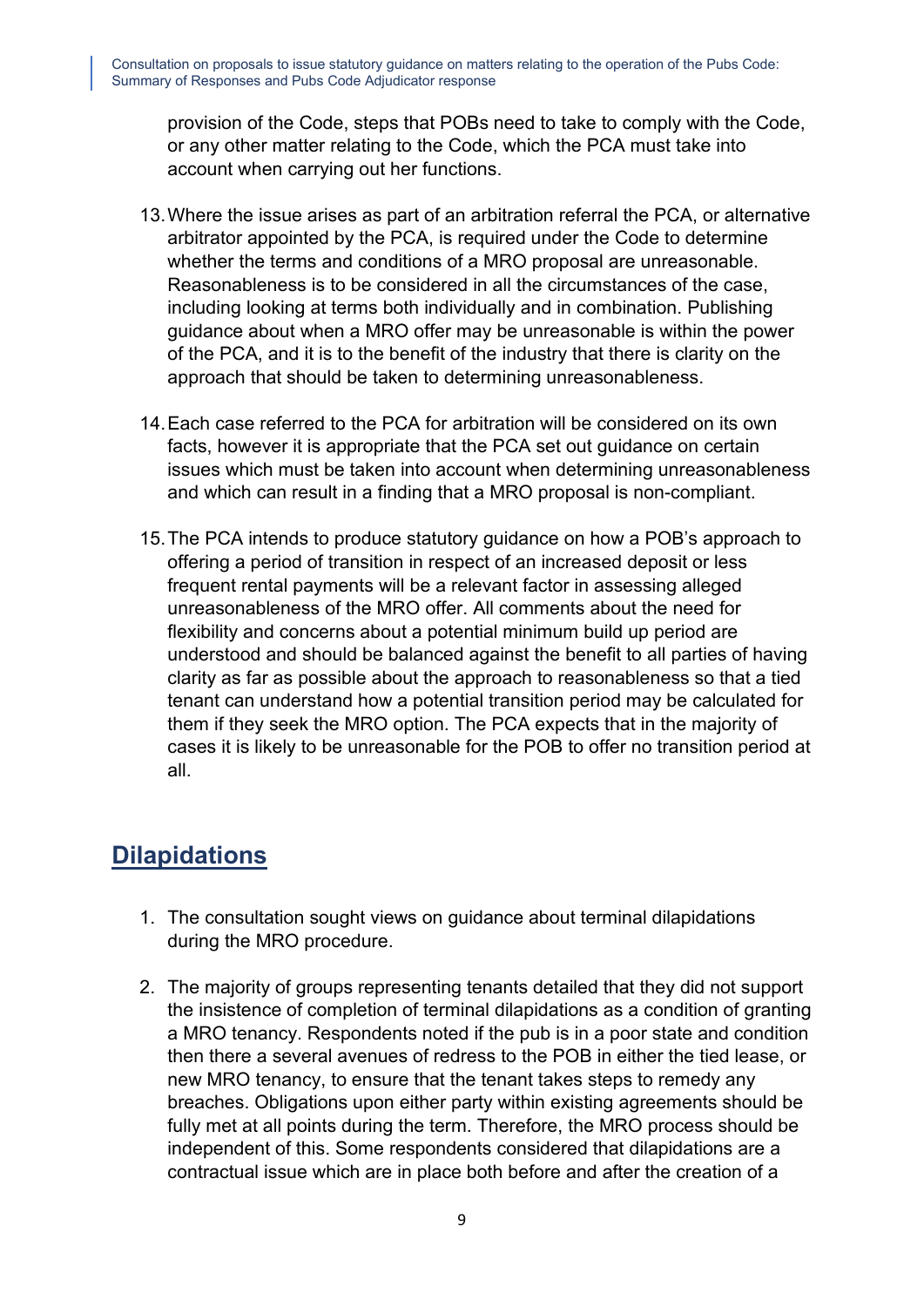provision of the Code, steps that POBs need to take to comply with the Code, or any other matter relating to the Code, which the PCA must take into account when carrying out her functions.

13. Where the issue arises as part of an arbitration referral the PCA, or alternative arbitrator appointed by the PCA, is required under the Code to determine whether the terms and conditions of a MRO proposal are unreasonable. Reasonableness is to be considered in all the circumstances of the case, including looking at terms both individually and in combination. Publishing guidance about when a MRO offer may be unreasonable is within the power of the PCA, and it is to the benefit of the industry that there is clarity on the approach that should be taken to determining unreasonableness.

14. Each case referred to the PCA for arbitration will be considered on its own facts, however it is appropriate that the PCA set out guidance on certain issues which must be taken into account when determining unreasonableness and which can result in a finding that a MRO proposal is non-compliant.

15. The PCA intends to produce statutory guidance on how a POB's approach to offering a period of transition in respect of an increased deposit or less frequent rental payments will be a relevant factor in assessing alleged unreasonableness of the MRO offer. All comments about the need for flexibility and concerns about a potential minimum build up period are understood and should be balanced against the benefit to all parties of having clarity as far as possible about the approach to reasonableness so that a tied tenant can understand how a potential transition period may be calculated for them if they seek the MRO option. The PCA expects that in the majority of cases it is likely to be unreasonable for the POB to offer no transition period at all.

## Dilapidations

1. The consultation sought views on guidance about terminal dilapidations during the MRO procedure.

2. The majority of groups representing tenants detailed that they did not support the insistence of completion of terminal dilapidations as a condition of granting a MRO tenancy. Respondents noted if the pub is in a poor state and condition then there a several avenues of redress to the POB in either the tied lease, or new MRO tenancy, to ensure that the tenant takes steps to remedy any breaches. Obligations upon either party within existing agreements should be fully met at all points during the term. Therefore, the MRO process should be independent of this. Some respondents considered that dilapidations are a contractual issue which are in place both before and after the creation of a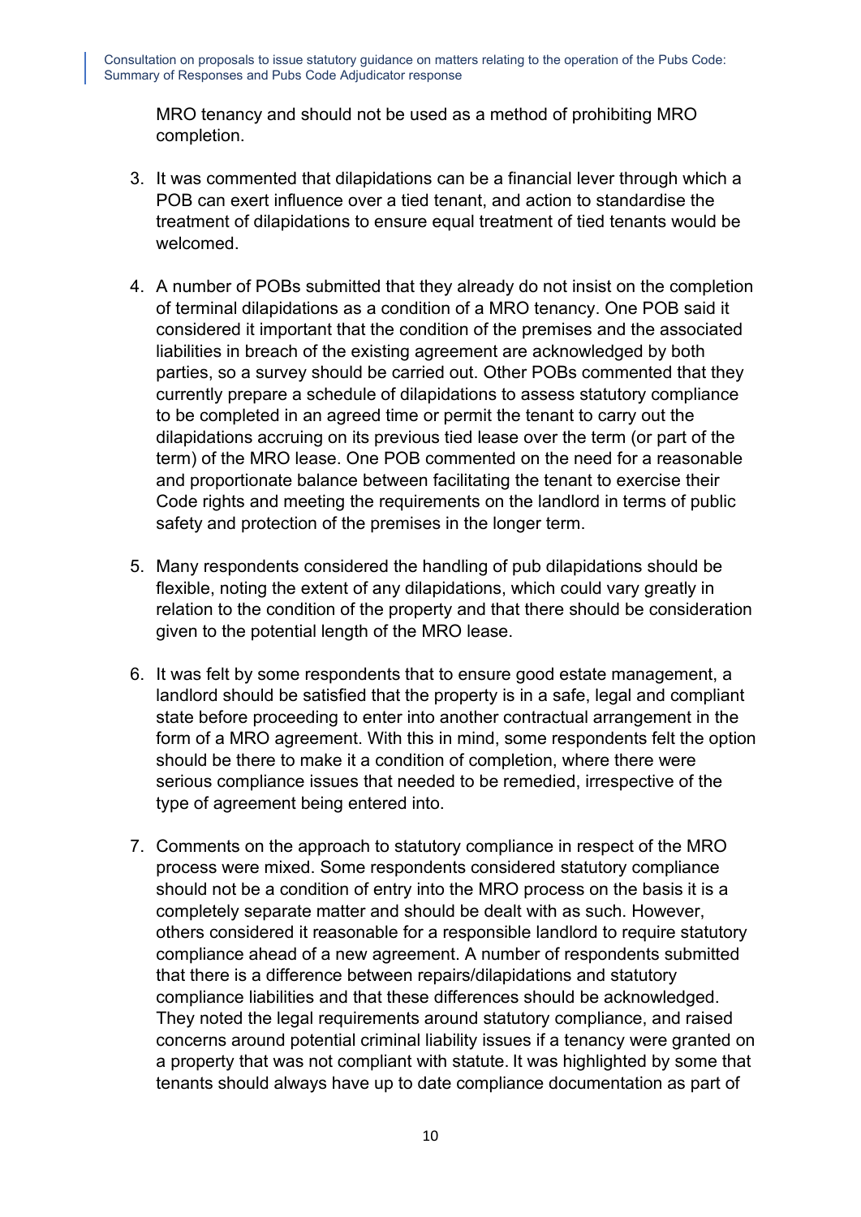MRO tenancy and should not be used as a method of prohibiting MRO completion.

3. It was commented that dilapidations can be a financial lever through which a POB can exert influence over a tied tenant, and action to standardise the treatment of dilapidations to ensure equal treatment of tied tenants would be welcomed.

4. A number of POBs submitted that they already do not insist on the completion of terminal dilapidations as a condition of a MRO tenancy. One POB said it considered it important that the condition of the premises and the associated liabilities in breach of the existing agreement are acknowledged by both parties, so a survey should be carried out. Other POBs commented that they currently prepare a schedule of dilapidations to assess statutory compliance to be completed in an agreed time or permit the tenant to carry out the dilapidations accruing on its previous tied lease over the term (or part of the term) of the MRO lease. One POB commented on the need for a reasonable and proportionate balance between facilitating the tenant to exercise their Code rights and meeting the requirements on the landlord in terms of public safety and protection of the premises in the longer term.

5. Many respondents considered the handling of pub dilapidations should be flexible, noting the extent of any dilapidations, which could vary greatly in relation to the condition of the property and that there should be consideration given to the potential length of the MRO lease.

6. It was felt by some respondents that to ensure good estate management, a landlord should be satisfied that the property is in a safe, legal and compliant state before proceeding to enter into another contractual arrangement in the form of a MRO agreement. With this in mind, some respondents felt the option should be there to make it a condition of completion, where there were serious compliance issues that needed to be remedied, irrespective of the type of agreement being entered into.

7. Comments on the approach to statutory compliance in respect of the MRO process were mixed. Some respondents considered statutory compliance should not be a condition of entry into the MRO process on the basis it is a completely separate matter and should be dealt with as such. However, others considered it reasonable for a responsible landlord to require statutory compliance ahead of a new agreement. A number of respondents submitted that there is a difference between repairs/dilapidations and statutory compliance liabilities and that these differences should be acknowledged. They noted the legal requirements around statutory compliance, and raised concerns around potential criminal liability issues if a tenancy were granted on a property that was not compliant with statute. It was highlighted by some that tenants should always have up to date compliance documentation as part of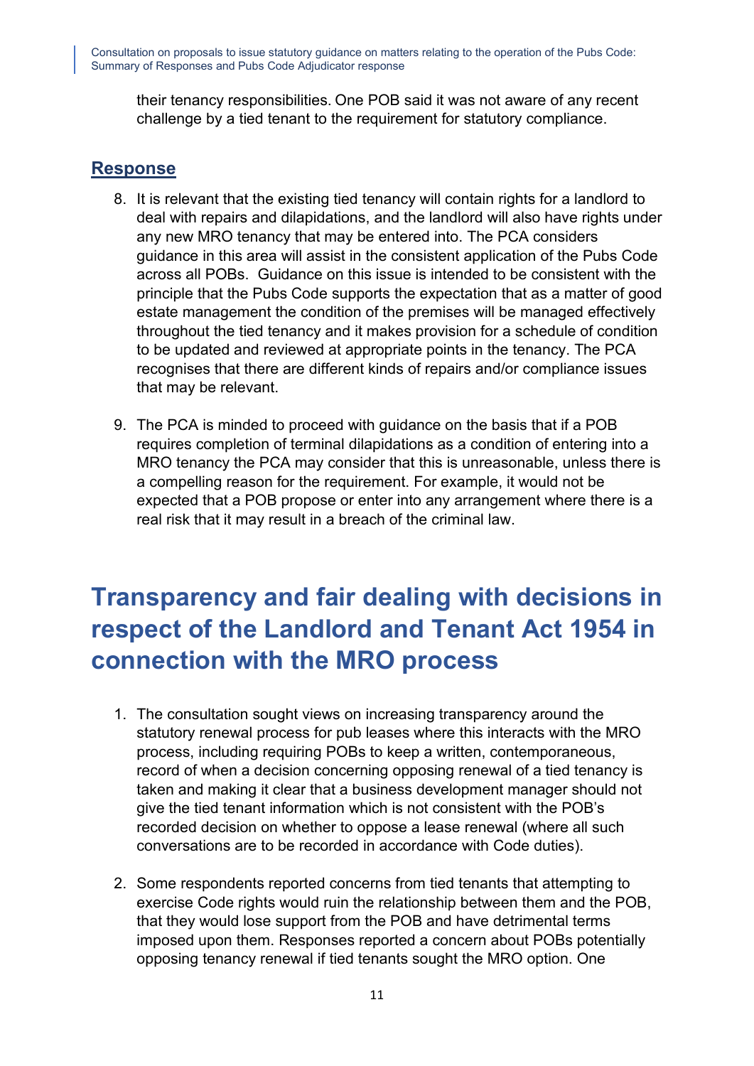their tenancy responsibilities. One POB said it was not aware of any recent challenge by a tied tenant to the requirement for statutory compliance.

## Response

8. It is relevant that the existing tied tenancy will contain rights for a landlord to deal with repairs and dilapidations, and the landlord will also have rights under any new MRO tenancy that may be entered into. The PCA considers guidance in this area will assist in the consistent application of the Pubs Code across all POBs. Guidance on this issue is intended to be consistent with the principle that the Pubs Code supports the expectation that as a matter of good estate management the condition of the premises will be managed effectively throughout the tied tenancy and it makes provision for a schedule of condition to be updated and reviewed at appropriate points in the tenancy. The PCA recognises that there are different kinds of repairs and/or compliance issues that may be relevant.

9. The PCA is minded to proceed with guidance on the basis that if a POB requires completion of terminal dilapidations as a condition of entering into a MRO tenancy the PCA may consider that this is unreasonable, unless there is a compelling reason for the requirement. For example, it would not be expected that a POB propose or enter into any arrangement where there is a real risk that it may result in a breach of the criminal law.

# Transparency and fair dealing with decisions in respect of the Landlord and Tenant Act 1954 in connection with the MRO process

1. The consultation sought views on increasing transparency around the statutory renewal process for pub leases where this interacts with the MRO process, including requiring POBs to keep a written, contemporaneous, record of when a decision concerning opposing renewal of a tied tenancy is taken and making it clear that a business development manager should not give the tied tenant information which is not consistent with the POB's recorded decision on whether to oppose a lease renewal (where all such conversations are to be recorded in accordance with Code duties).

2. Some respondents reported concerns from tied tenants that attempting to exercise Code rights would ruin the relationship between them and the POB, that they would lose support from the POB and have detrimental terms imposed upon them. Responses reported a concern about POBs potentially opposing tenancy renewal if tied tenants sought the MRO option. One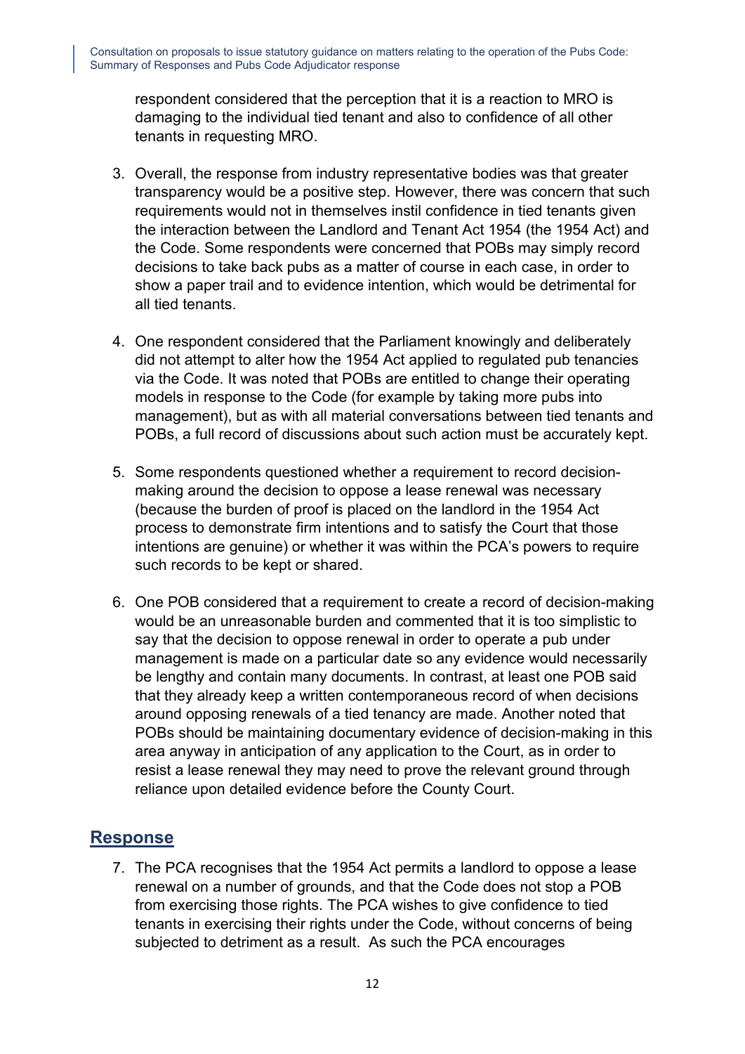respondent considered that the perception that it is a reaction to MRO is damaging to the individual tied tenant and also to confidence of all other tenants in requesting MRO.

3. Overall, the response from industry representative bodies was that greater transparency would be a positive step. However, there was concern that such requirements would not in themselves instil confidence in tied tenants given the interaction between the Landlord and Tenant Act 1954 (the 1954 Act) and the Code. Some respondents were concerned that POBs may simply record decisions to take back pubs as a matter of course in each case, in order to show a paper trail and to evidence intention, which would be detrimental for all tied tenants.

4. One respondent considered that the Parliament knowingly and deliberately did not attempt to alter how the 1954 Act applied to regulated pub tenancies via the Code. It was noted that POBs are entitled to change their operating models in response to the Code (for example by taking more pubs into management), but as with all material conversations between tied tenants and POBs, a full record of discussions about such action must be accurately kept.

5. Some respondents questioned whether a requirement to record decision-making around the decision to oppose a lease renewal was necessary (because the burden of proof is placed on the landlord in the 1954 Act process to demonstrate firm intentions and to satisfy the Court that those intentions are genuine) or whether it was within the PCA's powers to require such records to be kept or shared.

6. One POB considered that a requirement to create a record of decision-making would be an unreasonable burden and commented that it is too simplistic to say that the decision to oppose renewal in order to operate a pub under management is made on a particular date so any evidence would necessarily be lengthy and contain many documents. In contrast, at least one POB said that they already keep a written contemporaneous record of when decisions around opposing renewals of a tied tenancy are made. Another noted that POBs should be maintaining documentary evidence of decision-making in this area anyway in anticipation of any application to the Court, as in order to resist a lease renewal they may need to prove the relevant ground through reliance upon detailed evidence before the County Court.

## Response

7. The PCA recognises that the 1954 Act permits a landlord to oppose a lease renewal on a number of grounds, and that the Code does not stop a POB from exercising those rights. The PCA wishes to give confidence to tied tenants in exercising their rights under the Code, without concerns of being subjected to detriment as a result. As such the PCA encourages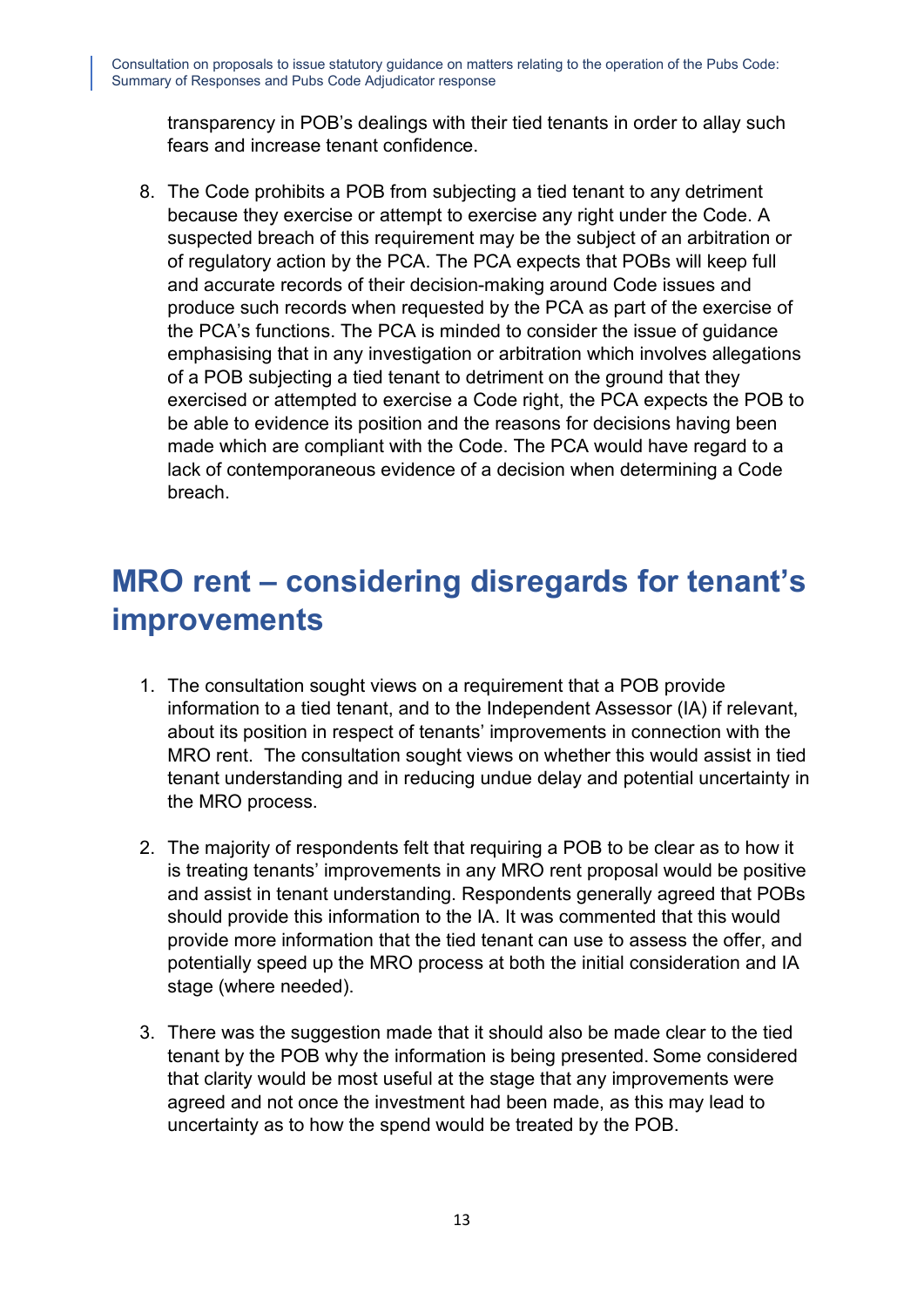transparency in POB's dealings with their tied tenants in order to allay such fears and increase tenant confidence.

8. The Code prohibits a POB from subjecting a tied tenant to any detriment because they exercise or attempt to exercise any right under the Code. A suspected breach of this requirement may be the subject of an arbitration or of regulatory action by the PCA. The PCA expects that POBs will keep full and accurate records of their decision-making around Code issues and produce such records when requested by the PCA as part of the exercise of the PCA's functions. The PCA is minded to consider the issue of guidance emphasising that in any investigation or arbitration which involves allegations of a POB subjecting a tied tenant to detriment on the ground that they exercised or attempted to exercise a Code right, the PCA expects the POB to be able to evidence its position and the reasons for decisions having been made which are compliant with the Code. The PCA would have regard to a lack of contemporaneous evidence of a decision when determining a Code breach.

# MRO rent – considering disregards for tenant's improvements

1. The consultation sought views on a requirement that a POB provide information to a tied tenant, and to the Independent Assessor (IA) if relevant, about its position in respect of tenants' improvements in connection with the MRO rent. The consultation sought views on whether this would assist in tied tenant understanding and in reducing undue delay and potential uncertainty in the MRO process.

2. The majority of respondents felt that requiring a POB to be clear as to how it is treating tenants' improvements in any MRO rent proposal would be positive and assist in tenant understanding. Respondents generally agreed that POBs should provide this information to the IA. It was commented that this would provide more information that the tied tenant can use to assess the offer, and potentially speed up the MRO process at both the initial consideration and IA stage (where needed).

3. There was the suggestion made that it should also be made clear to the tied tenant by the POB why the information is being presented. Some considered that clarity would be most useful at the stage that any improvements were agreed and not once the investment had been made, as this may lead to uncertainty as to how the spend would be treated by the POB.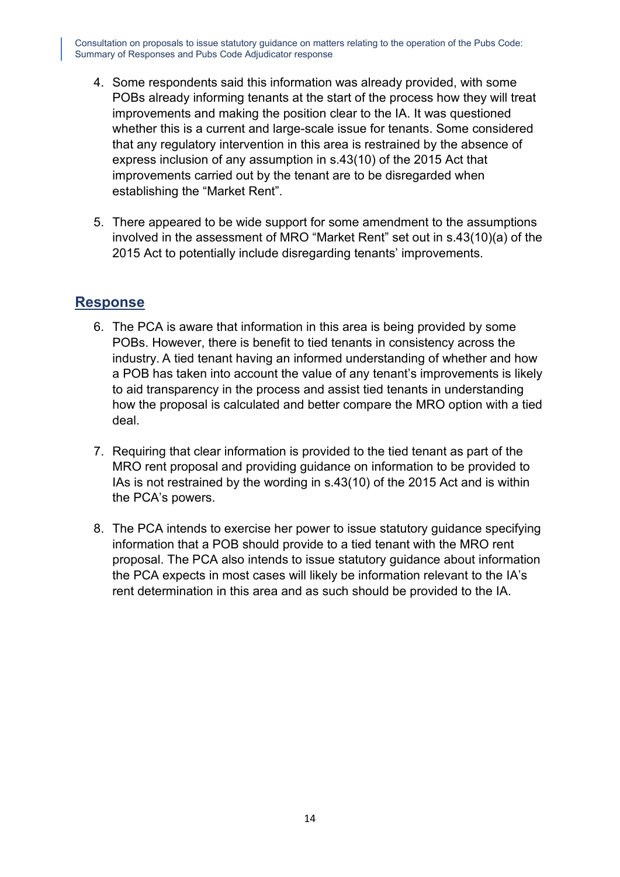4. Some respondents said this information was already provided, with some POBs already informing tenants at the start of the process how they will treat improvements and making the position clear to the IA. It was questioned whether this is a current and large-scale issue for tenants. Some considered that any regulatory intervention in this area is restrained by the absence of express inclusion of any assumption in s.43(10) of the 2015 Act that improvements carried out by the tenant are to be disregarded when establishing the "Market Rent".

5. There appeared to be wide support for some amendment to the assumptions involved in the assessment of MRO "Market Rent" set out in s.43(10)(a) of the 2015 Act to potentially include disregarding tenants' improvements.

## Response

6. The PCA is aware that information in this area is being provided by some POBs. However, there is benefit to tied tenants in consistency across the industry. A tied tenant having an informed understanding of whether and how a POB has taken into account the value of any tenant's improvements is likely to aid transparency in the process and assist tied tenants in understanding how the proposal is calculated and better compare the MRO option with a tied deal.

7. Requiring that clear information is provided to the tied tenant as part of the MRO rent proposal and providing guidance on information to be provided to IAs is not restrained by the wording in s.43(10) of the 2015 Act and is within the PCA's powers.

8. The PCA intends to exercise her power to issue statutory guidance specifying information that a POB should provide to a tied tenant with the MRO rent proposal. The PCA also intends to issue statutory guidance about information the PCA expects in most cases will likely be information relevant to the IA's rent determination in this area and as such should be provided to the IA.